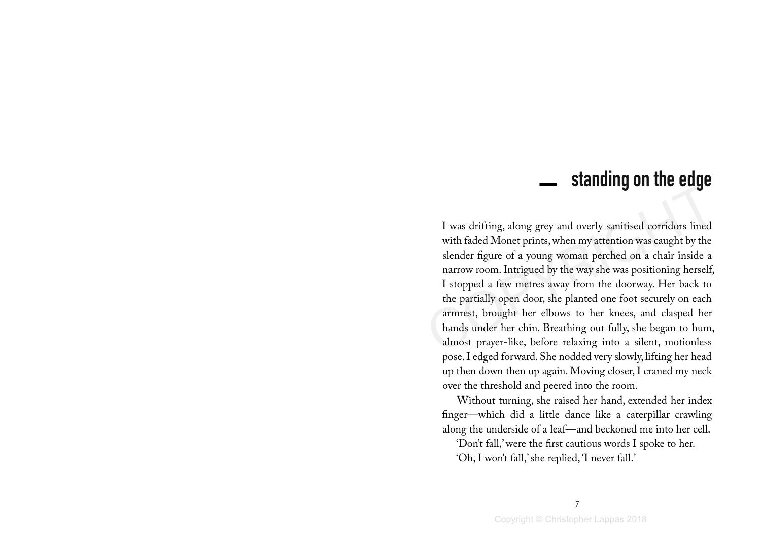# standing on the edge

I was drifting, along grey and overly sanitised corridors lined with faded Monet prints, when my attention was caught by the slender figure of a young woman perched on a chair inside a narrow room. Intrigued by the way she was positioning herself, I stopped a few metres away from the doorway. Her back to the partially open door, she planted one foot securely on each armrest, brought her elbows to her knees, and clasped her hands under her chin. Breathing out fully, she began to hum, almost prayer-like, before relaxing into a silent, motionless pose. I edged forward. She nodded very slowly, lifting her head up then down then up again. Moving closer, I craned my neck over the threshold and peered into the room.

Without turning, she raised her hand, extended her index finger—which did a little dance like a caterpillar crawling along the underside of a leaf—and beckoned me into her cell.

'Don't fall,' were the first cautious words I spoke to her.

'Oh, I won't fall,' she replied, 'I never fall.'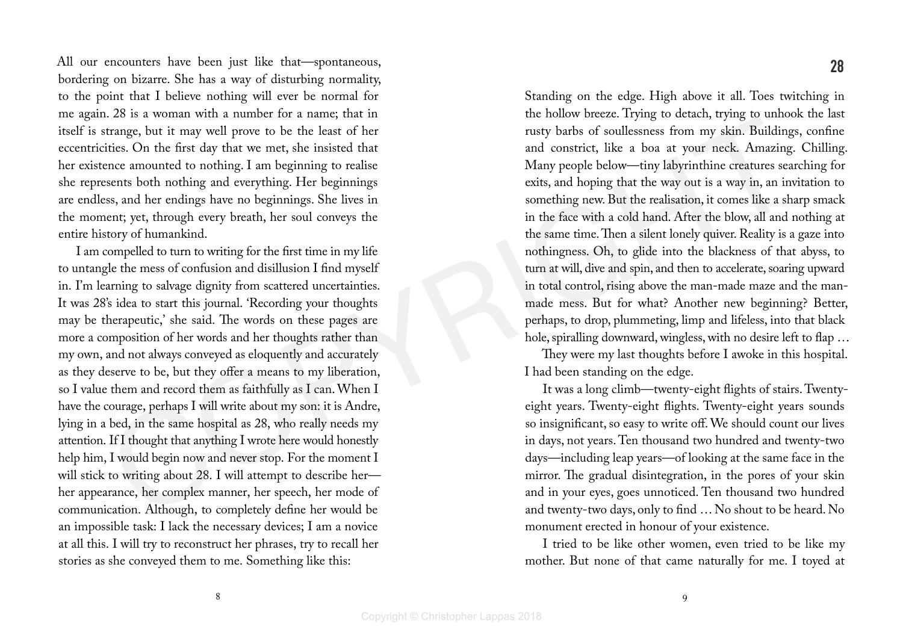All our encounters have been just like that—spontaneous, bordering on bizarre. She has a way of disturbing normality, to the point that I believe nothing will ever be normal for me again. 28 is a woman with a number for a name; that in itself is strange, but it may well prove to be the least of her eccentricities. On the first day that we met, she insisted that her existence amounted to nothing. I am beginning to realise she represents both nothing and everything. Her beginnings are endless, and her endings have no beginnings. She lives in the moment; yet, through every breath, her soul conveys the entire history of humankind.

I am compelled to turn to writing for the first time in my life to untangle the mess of confusion and disillusion I find myself in. I'm learning to salvage dignity from scattered uncertainties. It was 28's idea to start this journal. 'Recording your thoughts may be therapeutic,' she said. The words on these pages are more a composition of her words and her thoughts rather than my own, and not always conveyed as eloquently and accurately as they deserve to be, but they offer a means to my liberation, so I value them and record them as faithfully as I can. When I have the courage, perhaps I will write about my son: it is Andre, lying in a bed, in the same hospital as 28, who really needs my attention. If I thought that anything I wrote here would honestly help him, I would begin now and never stop. For the moment I will stick to writing about 28. I will attempt to describe her—her appearance, her complex manner, her speech, her mode of communication. Although, to completely define her would be an impossible task: I lack the necessary devices; I am a novice at all this. I will try to reconstruct her phrases, try to recall her stories as she conveyed them to me. Something like this:

## 28

Standing on the edge. High above it all. Toes twitching in the hollow breeze. Trying to detach, trying to unhook the last rusty barbs of soullessness from my skin. Buildings, confine and constrict, like a boa at your neck. Amazing. Chilling. Many people below—tiny labyrinthine creatures searching for exits, and hoping that the way out is a way in, an invitation to something new. But the realisation, it comes like a sharp smack in the face with a cold hand. After the blow, all and nothing at the same time. Then a silent lonely quiver. Reality is a gaze into nothingness. Oh, to glide into the blackness of that abyss, to turn at will, dive and spin, and then to accelerate, soaring upward in total control, rising above the man-made maze and the man-made mess. But for what? Another new beginning? Better, perhaps, to drop, plummeting, limp and lifeless, into that black hole, spiralling downward, wingless, with no desire left to flap …

They were my last thoughts before I awoke in this hospital. I had been standing on the edge.

It was a long climb—twenty-eight flights of stairs. Twenty-eight years. Twenty-eight flights. Twenty-eight years sounds so insignificant, so easy to write off. We should count our lives in days, not years. Ten thousand two hundred and twenty-two days—including leap years—of looking at the same face in the mirror. The gradual disintegration, in the pores of your skin and in your eyes, goes unnoticed. Ten thousand two hundred and twenty-two days, only to find … No shout to be heard. No monument erected in honour of your existence.

I tried to be like other women, even tried to be like my mother. But none of that came naturally for me. I toyed at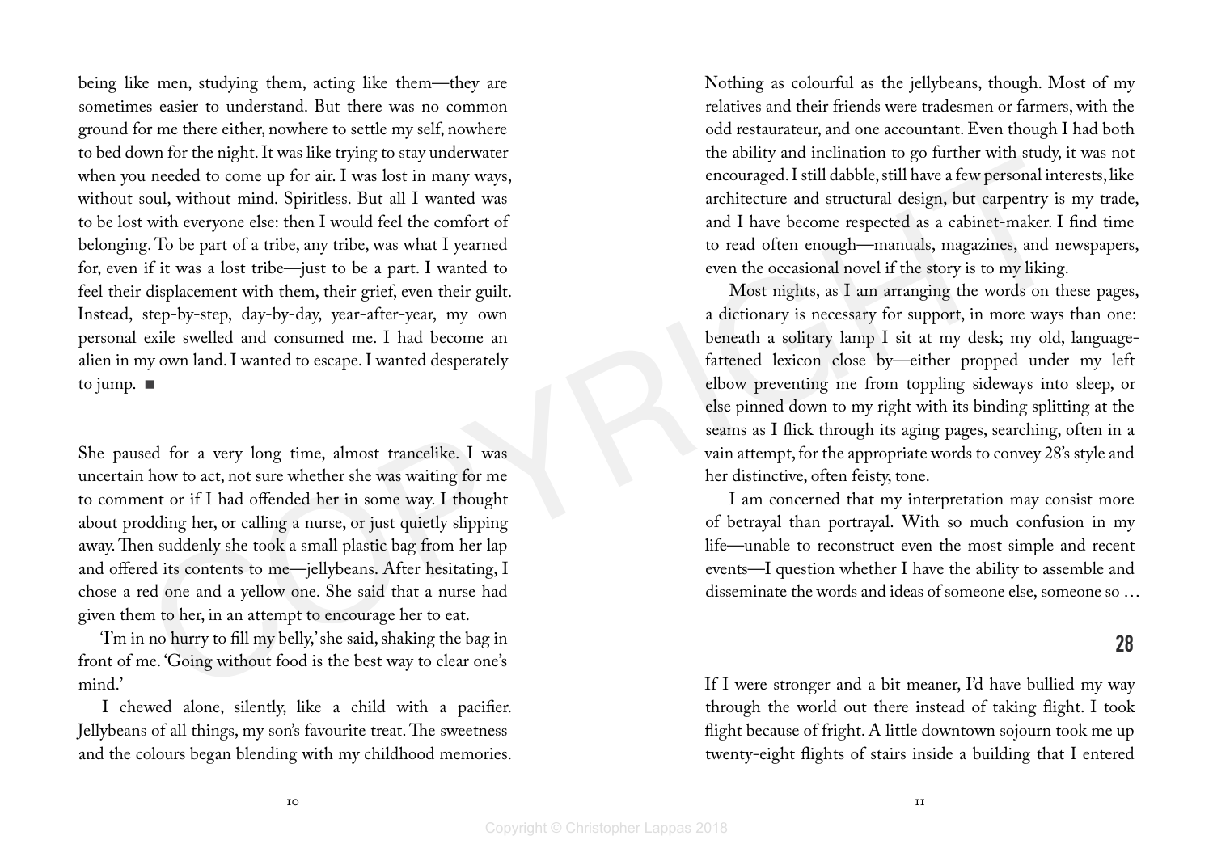being like men, studying them, acting like them—they are sometimes easier to understand. But there was no common ground for me there either, nowhere to settle my self, nowhere to bed down for the night. It was like trying to stay underwater when you needed to come up for air. I was lost in many ways, without soul, without mind. Spiritless. But all I wanted was to be lost with everyone else: then I would feel the comfort of belonging. To be part of a tribe, any tribe, was what I yearned for, even if it was a lost tribe—just to be a part. I wanted to feel their displacement with them, their grief, even their guilt. Instead, step-by-step, day-by-day, year-after-year, my own personal exile swelled and consumed me. I had become an alien in my own land. I wanted to escape. I wanted desperately to jump. ■

She paused for a very long time, almost trancelike. I was uncertain how to act, not sure whether she was waiting for me to comment or if I had offended her in some way. I thought about prodding her, or calling a nurse, or just quietly slipping away. Then suddenly she took a small plastic bag from her lap and offered its contents to me—jellybeans. After hesitating, I chose a red one and a yellow one. She said that a nurse had given them to her, in an attempt to encourage her to eat.

'I'm in no hurry to fill my belly,' she said, shaking the bag in front of me. 'Going without food is the best way to clear one's mind.'

I chewed alone, silently, like a child with a pacifier. Jellybeans of all things, my son's favourite treat. The sweetness and the colours began blending with my childhood memories. Nothing as colourful as the jellybeans, though. Most of my relatives and their friends were tradesmen or farmers, with the odd restaurateur, and one accountant. Even though I had both the ability and inclination to go further with study, it was not encouraged. I still dabble, still have a few personal interests, like architecture and structural design, but carpentry is my trade, and I have become respected as a cabinet-maker. I find time to read often enough—manuals, magazines, and newspapers, even the occasional novel if the story is to my liking.

Most nights, as I am arranging the words on these pages, a dictionary is necessary for support, in more ways than one: beneath a solitary lamp I sit at my desk; my old, language-fattened lexicon close by—either propped under my left elbow preventing me from toppling sideways into sleep, or else pinned down to my right with its binding splitting at the seams as I flick through its aging pages, searching, often in a vain attempt, for the appropriate words to convey 28's style and her distinctive, often feisty, tone.

I am concerned that my interpretation may consist more of betrayal than portrayal. With so much confusion in my life—unable to reconstruct even the most simple and recent events—I question whether I have the ability to assemble and disseminate the words and ideas of someone else, someone so …

## 28

If I were stronger and a bit meaner, I'd have bullied my way through the world out there instead of taking flight. I took flight because of fright. A little downtown sojourn took me up twenty-eight flights of stairs inside a building that I entered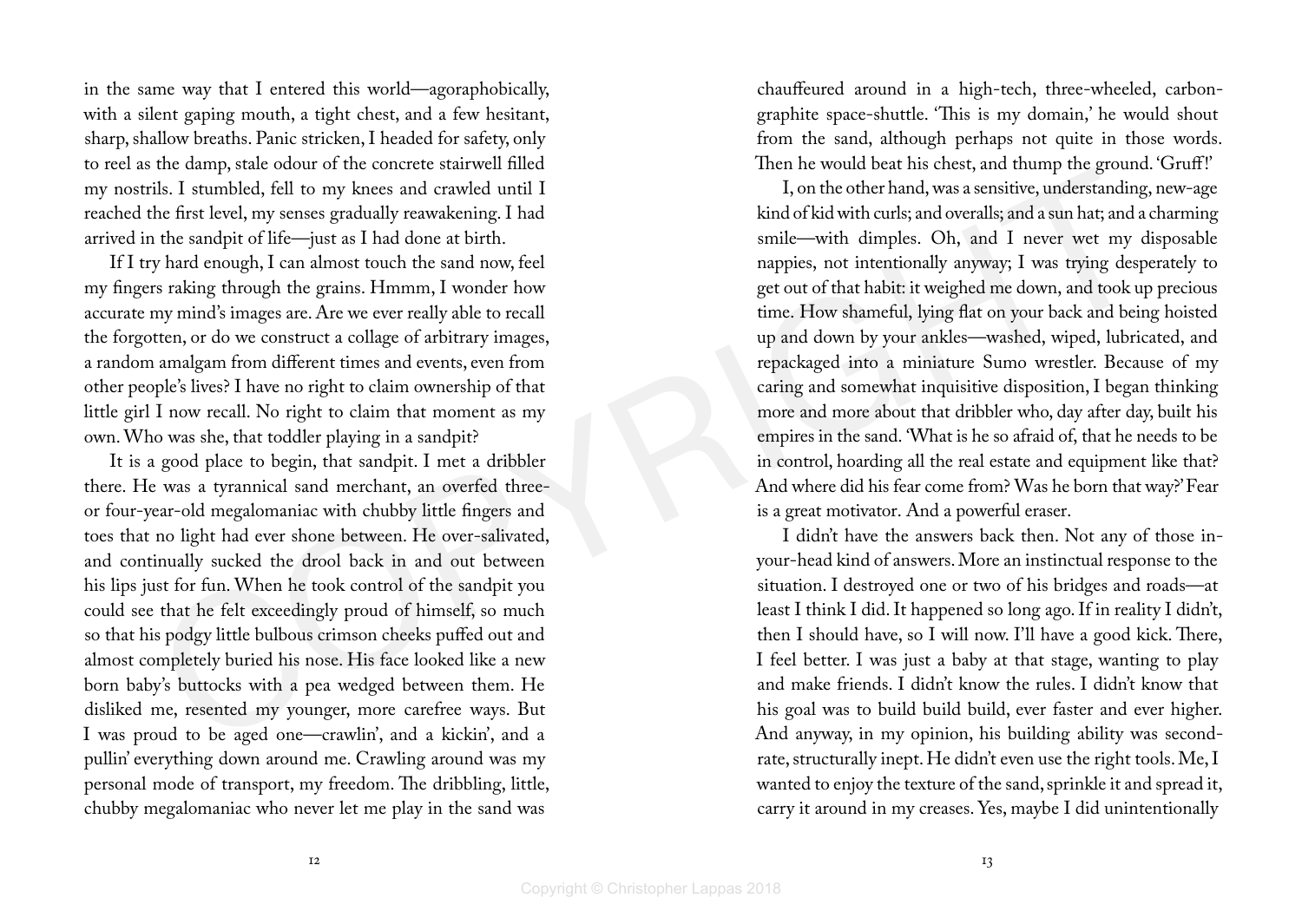in the same way that I entered this world—agoraphobically, with a silent gaping mouth, a tight chest, and a few hesitant, sharp, shallow breaths. Panic stricken, I headed for safety, only to reel as the damp, stale odour of the concrete stairwell filled my nostrils. I stumbled, fell to my knees and crawled until I reached the first level, my senses gradually reawakening. I had arrived in the sandpit of life—just as I had done at birth.

If I try hard enough, I can almost touch the sand now, feel my fingers raking through the grains. Hmmm, I wonder how accurate my mind's images are. Are we ever really able to recall the forgotten, or do we construct a collage of arbitrary images, a random amalgam from different times and events, even from other people's lives? I have no right to claim ownership of that little girl I now recall. No right to claim that moment as my own. Who was she, that toddler playing in a sandpit?

It is a good place to begin, that sandpit. I met a dribbler there. He was a tyrannical sand merchant, an overfed three- or four-year-old megalomaniac with chubby little fingers and toes that no light had ever shone between. He over-salivated, and continually sucked the drool back in and out between his lips just for fun. When he took control of the sandpit you could see that he felt exceedingly proud of himself, so much so that his podgy little bulbous crimson cheeks puffed out and almost completely buried his nose. His face looked like a new born baby's buttocks with a pea wedged between them. He disliked me, resented my younger, more carefree ways. But I was proud to be aged one—crawlin', and a kickin', and a pullin' everything down around me. Crawling around was my personal mode of transport, my freedom. The dribbling, little, chubby megalomaniac who never let me play in the sand was chauffeured around in a high-tech, three-wheeled, carbon-graphite space-shuttle. 'This is my domain,' he would shout from the sand, although perhaps not quite in those words. Then he would beat his chest, and thump the ground. 'Gruff!'

I, on the other hand, was a sensitive, understanding, new-age kind of kid with curls; and overalls; and a sun hat; and a charming smile—with dimples. Oh, and I never wet my disposable nappies, not intentionally anyway; I was trying desperately to get out of that habit: it weighed me down, and took up precious time. How shameful, lying flat on your back and being hoisted up and down by your ankles—washed, wiped, lubricated, and repackaged into a miniature Sumo wrestler. Because of my caring and somewhat inquisitive disposition, I began thinking more and more about that dribbler who, day after day, built his empires in the sand. 'What is he so afraid of, that he needs to be in control, hoarding all the real estate and equipment like that? And where did his fear come from? Was he born that way?' Fear is a great motivator. And a powerful eraser.

I didn't have the answers back then. Not any of those in-your-head kind of answers. More an instinctual response to the situation. I destroyed one or two of his bridges and roads—at least I think I did. It happened so long ago. If in reality I didn't, then I should have, so I will now. I'll have a good kick. There, I feel better. I was just a baby at that stage, wanting to play and make friends. I didn't know the rules. I didn't know that his goal was to build build build, ever faster and ever higher. And anyway, in my opinion, his building ability was second-rate, structurally inept. He didn't even use the right tools. Me, I wanted to enjoy the texture of the sand, sprinkle it and spread it, carry it around in my creases. Yes, maybe I did unintentionally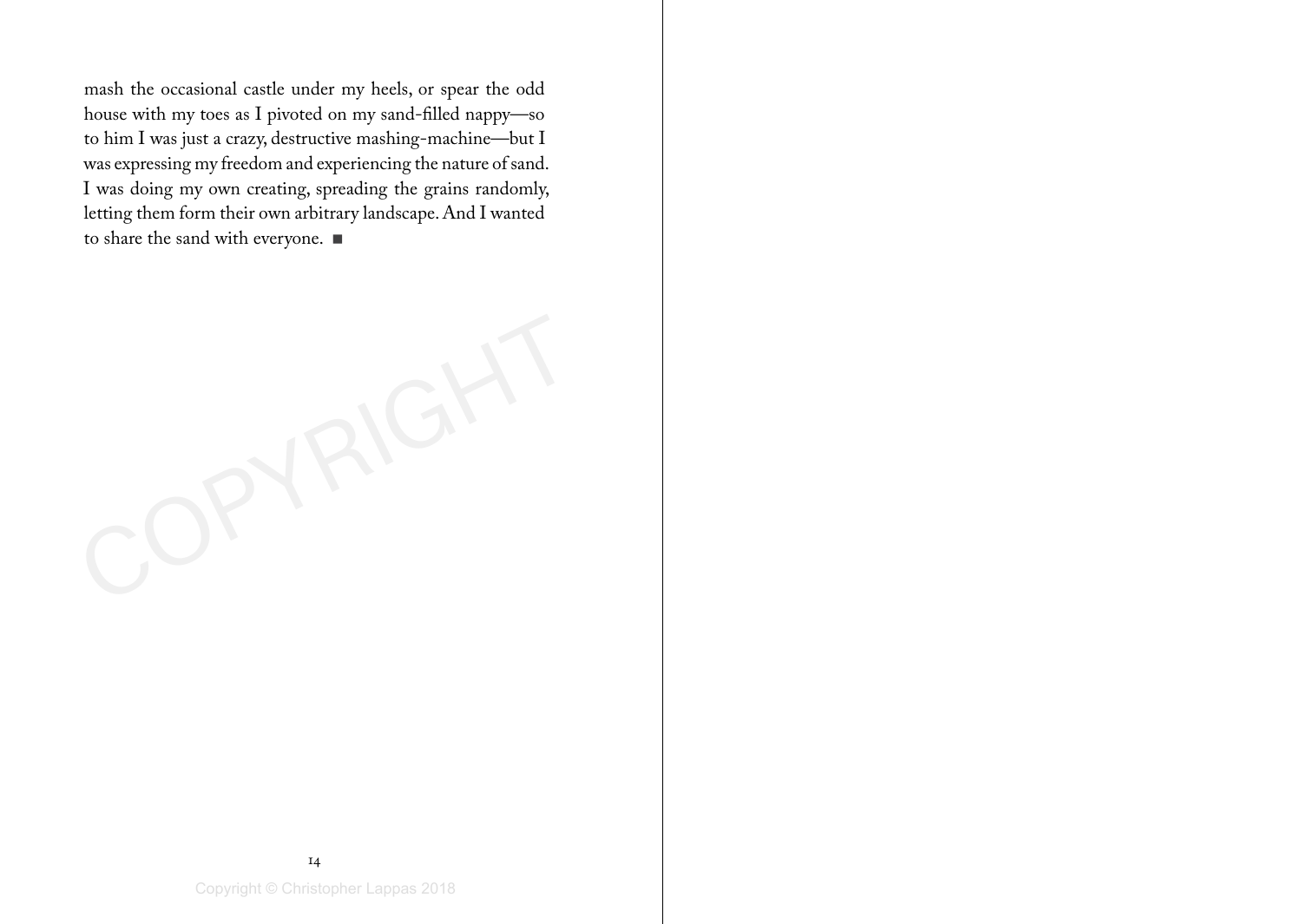mash the occasional castle under my heels, or spear the odd house with my toes as I pivoted on my sand-filled nappy—so to him I was just a crazy, destructive mashing-machine—but I was expressing my freedom and experiencing the nature of sand. I was doing my own creating, spreading the grains randomly, letting them form their own arbitrary landscape. And I wanted to share the sand with everyone. ■